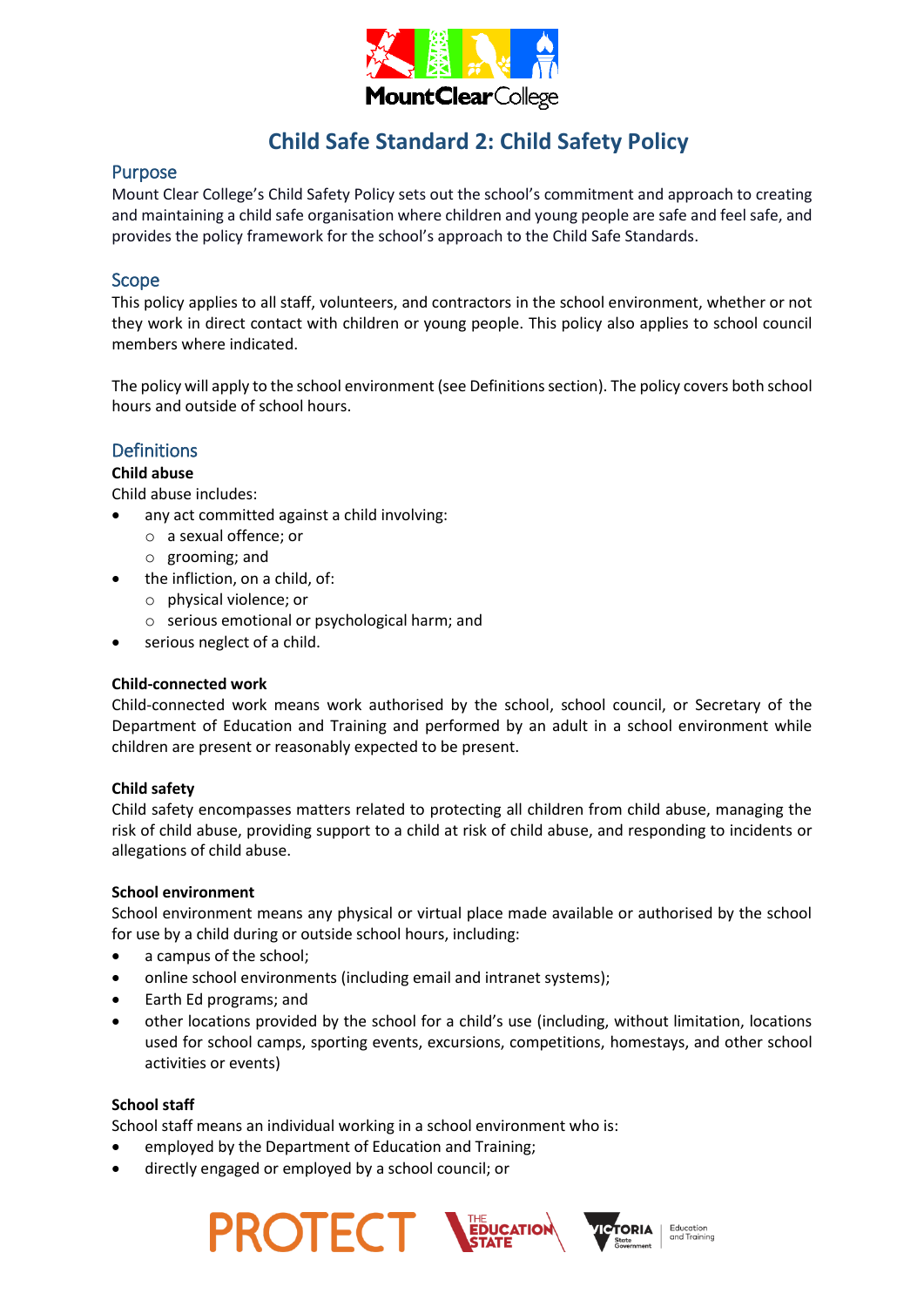# Child Safe Standard 2: Child Safety Policy

## Purpose

Mount Clear College's Child Safety Policy sets out the school's commitment and approach to creating and maintaining a child safe organisation where children and young people are safe and feel safe, and provides the policy framework for the school's approach to the Child Safe Standards.

## Scope

This policy applies to all staff, volunteers, and contractors in the school environment, whether or not they work in direct contact with children or young people. This policy also applies to school council members where indicated.

The policy will apply to the school environment (see Definitions section). The policy covers both school hours and outside of school hours.

## Definitions

**Child abuse**

Child abuse includes:

- any act committed against a child involving:
  - a sexual offence; or
  - grooming; and
- the infliction, on a child, of:
  - physical violence; or
  - serious emotional or psychological harm; and
- serious neglect of a child.

**Child-connected work**

Child-connected work means work authorised by the school, school council, or Secretary of the Department of Education and Training and performed by an adult in a school environment while children are present or reasonably expected to be present.

**Child safety**

Child safety encompasses matters related to protecting all children from child abuse, managing the risk of child abuse, providing support to a child at risk of child abuse, and responding to incidents or allegations of child abuse.

**School environment**

School environment means any physical or virtual place made available or authorised by the school for use by a child during or outside school hours, including:

- a campus of the school;
- online school environments (including email and intranet systems);
- Earth Ed programs; and
- other locations provided by the school for a child's use (including, without limitation, locations used for school camps, sporting events, excursions, competitions, homestays, and other school activities or events)

**School staff**

School staff means an individual working in a school environment who is:

- employed by the Department of Education and Training;
- directly engaged or employed by a school council; or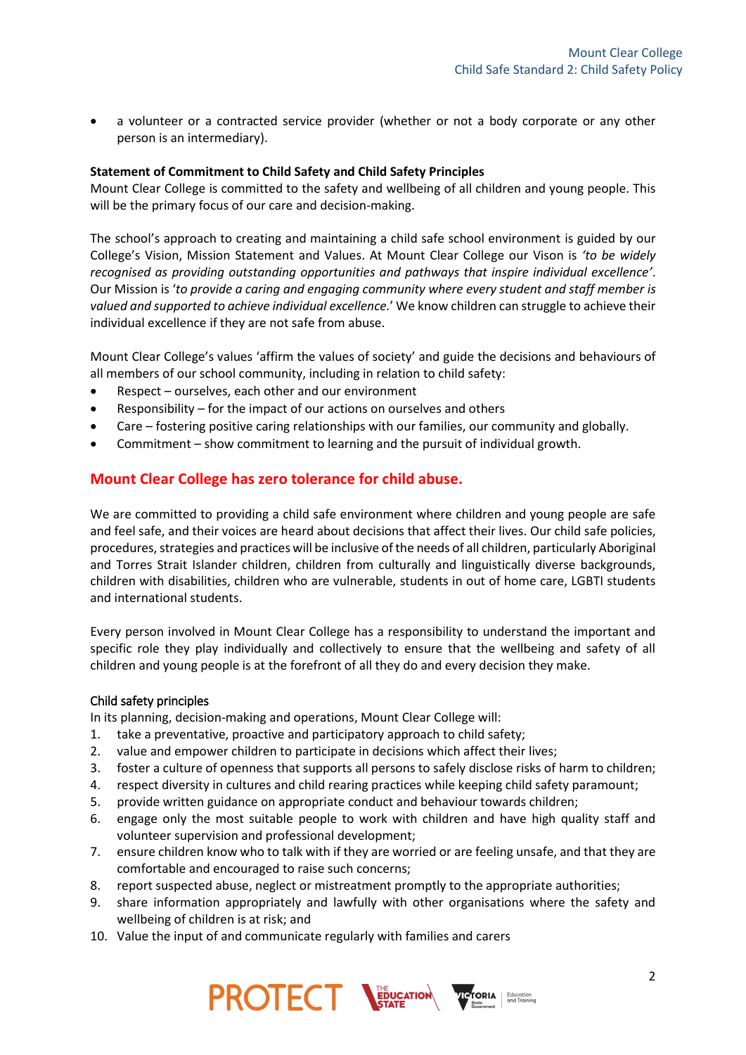- a volunteer or a contracted service provider (whether or not a body corporate or any other person is an intermediary).

**Statement of Commitment to Child Safety and Child Safety Principles**

Mount Clear College is committed to the safety and wellbeing of all children and young people. This will be the primary focus of our care and decision-making.

The school's approach to creating and maintaining a child safe school environment is guided by our College's Vision, Mission Statement and Values. At Mount Clear College our Vison is *'to be widely recognised as providing outstanding opportunities and pathways that inspire individual excellence'*. Our Mission is '*to provide a caring and engaging community where every student and staff member is valued and supported to achieve individual excellence.*' We know children can struggle to achieve their individual excellence if they are not safe from abuse.

Mount Clear College's values 'affirm the values of society' and guide the decisions and behaviours of all members of our school community, including in relation to child safety:

- Respect – ourselves, each other and our environment
- Responsibility – for the impact of our actions on ourselves and others
- Care – fostering positive caring relationships with our families, our community and globally.
- Commitment – show commitment to learning and the pursuit of individual growth.

## Mount Clear College has zero tolerance for child abuse.

We are committed to providing a child safe environment where children and young people are safe and feel safe, and their voices are heard about decisions that affect their lives. Our child safe policies, procedures, strategies and practices will be inclusive of the needs of all children, particularly Aboriginal and Torres Strait Islander children, children from culturally and linguistically diverse backgrounds, children with disabilities, children who are vulnerable, students in out of home care, LGBTI students and international students.

Every person involved in Mount Clear College has a responsibility to understand the important and specific role they play individually and collectively to ensure that the wellbeing and safety of all children and young people is at the forefront of all they do and every decision they make.

### Child safety principles

In its planning, decision-making and operations, Mount Clear College will:

1. take a preventative, proactive and participatory approach to child safety;
2. value and empower children to participate in decisions which affect their lives;
3. foster a culture of openness that supports all persons to safely disclose risks of harm to children;
4. respect diversity in cultures and child rearing practices while keeping child safety paramount;
5. provide written guidance on appropriate conduct and behaviour towards children;
6. engage only the most suitable people to work with children and have high quality staff and volunteer supervision and professional development;
7. ensure children know who to talk with if they are worried or are feeling unsafe, and that they are comfortable and encouraged to raise such concerns;
8. report suspected abuse, neglect or mistreatment promptly to the appropriate authorities;
9. share information appropriately and lawfully with other organisations where the safety and wellbeing of children is at risk; and
10. Value the input of and communicate regularly with families and carers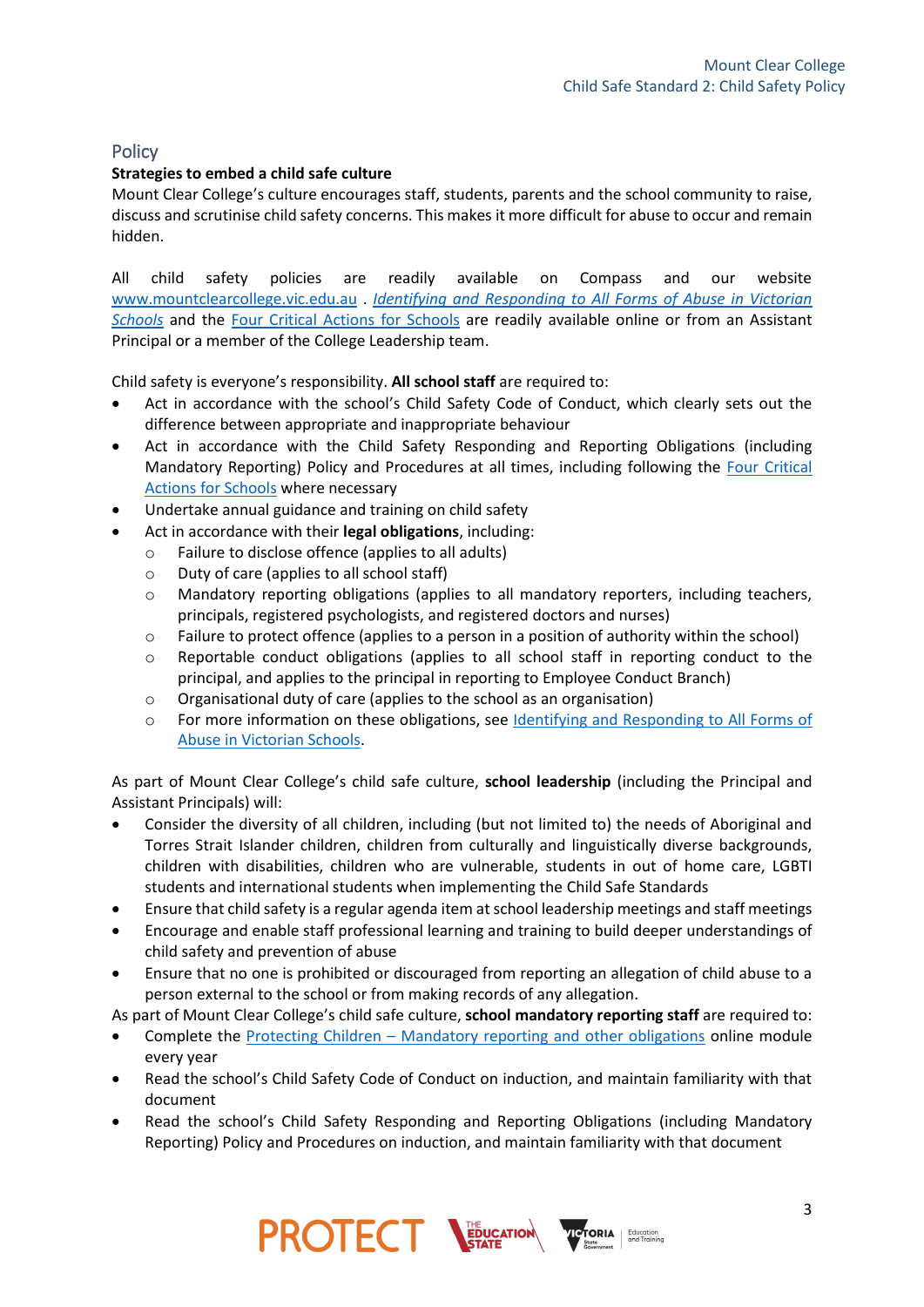## Policy

### Strategies to embed a child safe culture

Mount Clear College's culture encourages staff, students, parents and the school community to raise, discuss and scrutinise child safety concerns. This makes it more difficult for abuse to occur and remain hidden.

All child safety policies are readily available on Compass and our website www.mountclearcollege.vic.edu.au . *Identifying and Responding to All Forms of Abuse in Victorian Schools* and the Four Critical Actions for Schools are readily available online or from an Assistant Principal or a member of the College Leadership team.

Child safety is everyone's responsibility. **All school staff** are required to:

- Act in accordance with the school's Child Safety Code of Conduct, which clearly sets out the difference between appropriate and inappropriate behaviour
- Act in accordance with the Child Safety Responding and Reporting Obligations (including Mandatory Reporting) Policy and Procedures at all times, including following the Four Critical Actions for Schools where necessary
- Undertake annual guidance and training on child safety
- Act in accordance with their **legal obligations**, including:
  - Failure to disclose offence (applies to all adults)
  - Duty of care (applies to all school staff)
  - Mandatory reporting obligations (applies to all mandatory reporters, including teachers, principals, registered psychologists, and registered doctors and nurses)
  - Failure to protect offence (applies to a person in a position of authority within the school)
  - Reportable conduct obligations (applies to all school staff in reporting conduct to the principal, and applies to the principal in reporting to Employee Conduct Branch)
  - Organisational duty of care (applies to the school as an organisation)
  - For more information on these obligations, see Identifying and Responding to All Forms of Abuse in Victorian Schools.

As part of Mount Clear College's child safe culture, **school leadership** (including the Principal and Assistant Principals) will:

- Consider the diversity of all children, including (but not limited to) the needs of Aboriginal and Torres Strait Islander children, children from culturally and linguistically diverse backgrounds, children with disabilities, children who are vulnerable, students in out of home care, LGBTI students and international students when implementing the Child Safe Standards
- Ensure that child safety is a regular agenda item at school leadership meetings and staff meetings
- Encourage and enable staff professional learning and training to build deeper understandings of child safety and prevention of abuse
- Ensure that no one is prohibited or discouraged from reporting an allegation of child abuse to a person external to the school or from making records of any allegation.

As part of Mount Clear College's child safe culture, **school mandatory reporting staff** are required to:

- Complete the Protecting Children – Mandatory reporting and other obligations online module every year
- Read the school's Child Safety Code of Conduct on induction, and maintain familiarity with that document
- Read the school's Child Safety Responding and Reporting Obligations (including Mandatory Reporting) Policy and Procedures on induction, and maintain familiarity with that document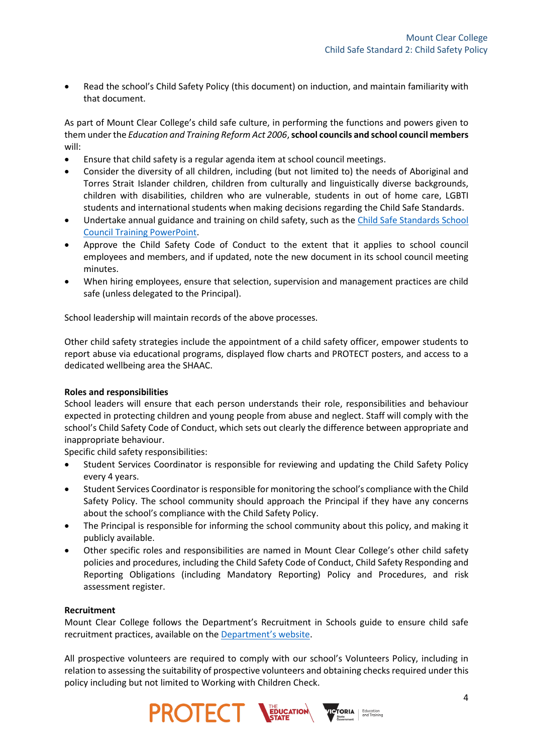- Read the school's Child Safety Policy (this document) on induction, and maintain familiarity with that document.

As part of Mount Clear College's child safe culture, in performing the functions and powers given to them under the *Education and Training Reform Act 2006*, **school councils and school council members** will:

- Ensure that child safety is a regular agenda item at school council meetings.
- Consider the diversity of all children, including (but not limited to) the needs of Aboriginal and Torres Strait Islander children, children from culturally and linguistically diverse backgrounds, children with disabilities, children who are vulnerable, students in out of home care, LGBTI students and international students when making decisions regarding the Child Safe Standards.
- Undertake annual guidance and training on child safety, such as the Child Safe Standards School Council Training PowerPoint.
- Approve the Child Safety Code of Conduct to the extent that it applies to school council employees and members, and if updated, note the new document in its school council meeting minutes.
- When hiring employees, ensure that selection, supervision and management practices are child safe (unless delegated to the Principal).

School leadership will maintain records of the above processes.

Other child safety strategies include the appointment of a child safety officer, empower students to report abuse via educational programs, displayed flow charts and PROTECT posters, and access to a dedicated wellbeing area the SHAAC.

**Roles and responsibilities**

School leaders will ensure that each person understands their role, responsibilities and behaviour expected in protecting children and young people from abuse and neglect. Staff will comply with the school's Child Safety Code of Conduct, which sets out clearly the difference between appropriate and inappropriate behaviour.

Specific child safety responsibilities:

- Student Services Coordinator is responsible for reviewing and updating the Child Safety Policy every 4 years.
- Student Services Coordinator is responsible for monitoring the school's compliance with the Child Safety Policy. The school community should approach the Principal if they have any concerns about the school's compliance with the Child Safety Policy.
- The Principal is responsible for informing the school community about this policy, and making it publicly available.
- Other specific roles and responsibilities are named in Mount Clear College's other child safety policies and procedures, including the Child Safety Code of Conduct, Child Safety Responding and Reporting Obligations (including Mandatory Reporting) Policy and Procedures, and risk assessment register.

**Recruitment**

Mount Clear College follows the Department's Recruitment in Schools guide to ensure child safe recruitment practices, available on the Department's website.

All prospective volunteers are required to comply with our school's Volunteers Policy, including in relation to assessing the suitability of prospective volunteers and obtaining checks required under this policy including but not limited to Working with Children Check.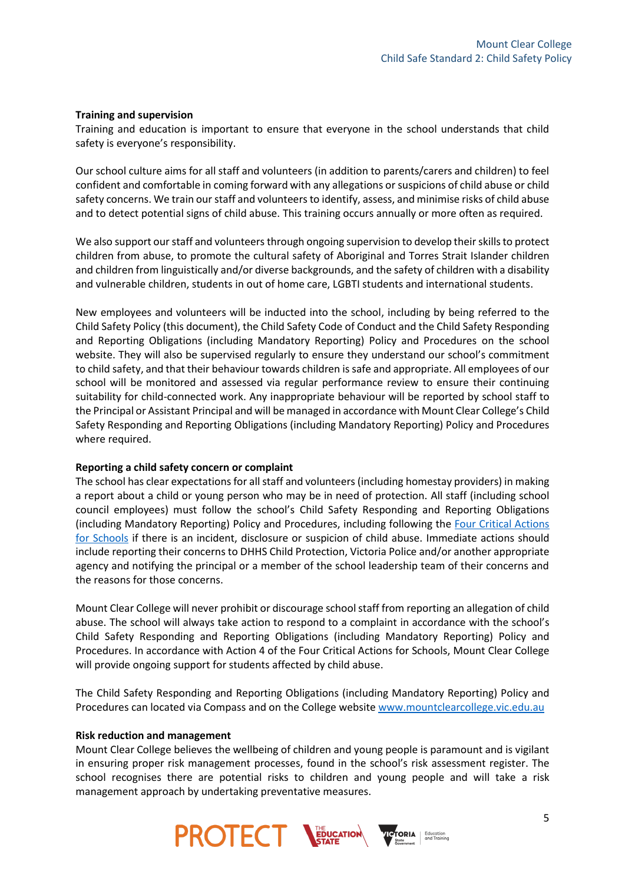**Training and supervision**

Training and education is important to ensure that everyone in the school understands that child safety is everyone's responsibility.

Our school culture aims for all staff and volunteers (in addition to parents/carers and children) to feel confident and comfortable in coming forward with any allegations or suspicions of child abuse or child safety concerns. We train our staff and volunteers to identify, assess, and minimise risks of child abuse and to detect potential signs of child abuse. This training occurs annually or more often as required.

We also support our staff and volunteers through ongoing supervision to develop their skills to protect children from abuse, to promote the cultural safety of Aboriginal and Torres Strait Islander children and children from linguistically and/or diverse backgrounds, and the safety of children with a disability and vulnerable children, students in out of home care, LGBTI students and international students.

New employees and volunteers will be inducted into the school, including by being referred to the Child Safety Policy (this document), the Child Safety Code of Conduct and the Child Safety Responding and Reporting Obligations (including Mandatory Reporting) Policy and Procedures on the school website. They will also be supervised regularly to ensure they understand our school's commitment to child safety, and that their behaviour towards children is safe and appropriate. All employees of our school will be monitored and assessed via regular performance review to ensure their continuing suitability for child-connected work. Any inappropriate behaviour will be reported by school staff to the Principal or Assistant Principal and will be managed in accordance with Mount Clear College's Child Safety Responding and Reporting Obligations (including Mandatory Reporting) Policy and Procedures where required.

**Reporting a child safety concern or complaint**

The school has clear expectations for all staff and volunteers (including homestay providers) in making a report about a child or young person who may be in need of protection. All staff (including school council employees) must follow the school's Child Safety Responding and Reporting Obligations (including Mandatory Reporting) Policy and Procedures, including following the [Four Critical Actions for Schools] if there is an incident, disclosure or suspicion of child abuse. Immediate actions should include reporting their concerns to DHHS Child Protection, Victoria Police and/or another appropriate agency and notifying the principal or a member of the school leadership team of their concerns and the reasons for those concerns.

Mount Clear College will never prohibit or discourage school staff from reporting an allegation of child abuse. The school will always take action to respond to a complaint in accordance with the school's Child Safety Responding and Reporting Obligations (including Mandatory Reporting) Policy and Procedures. In accordance with Action 4 of the Four Critical Actions for Schools, Mount Clear College will provide ongoing support for students affected by child abuse.

The Child Safety Responding and Reporting Obligations (including Mandatory Reporting) Policy and Procedures can located via Compass and on the College website www.mountclearcollege.vic.edu.au

**Risk reduction and management**

Mount Clear College believes the wellbeing of children and young people is paramount and is vigilant in ensuring proper risk management processes, found in the school's risk assessment register. The school recognises there are potential risks to children and young people and will take a risk management approach by undertaking preventative measures.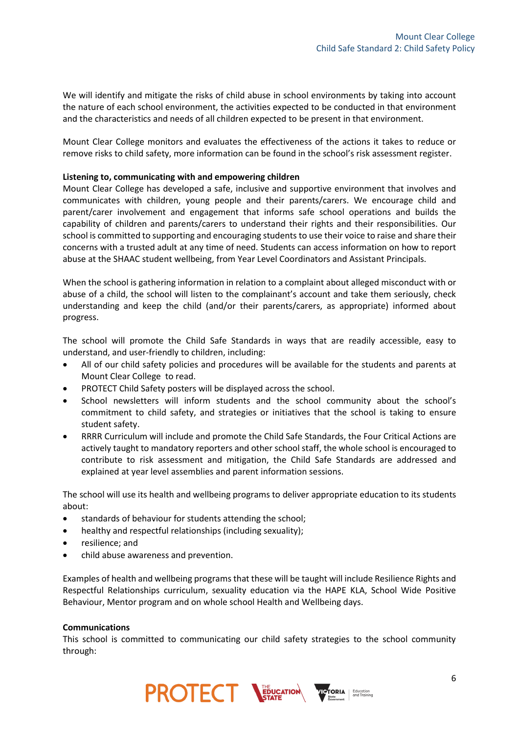We will identify and mitigate the risks of child abuse in school environments by taking into account the nature of each school environment, the activities expected to be conducted in that environment and the characteristics and needs of all children expected to be present in that environment.

Mount Clear College monitors and evaluates the effectiveness of the actions it takes to reduce or remove risks to child safety, more information can be found in the school's risk assessment register.

**Listening to, communicating with and empowering children**

Mount Clear College has developed a safe, inclusive and supportive environment that involves and communicates with children, young people and their parents/carers. We encourage child and parent/carer involvement and engagement that informs safe school operations and builds the capability of children and parents/carers to understand their rights and their responsibilities. Our school is committed to supporting and encouraging students to use their voice to raise and share their concerns with a trusted adult at any time of need. Students can access information on how to report abuse at the SHAAC student wellbeing, from Year Level Coordinators and Assistant Principals.

When the school is gathering information in relation to a complaint about alleged misconduct with or abuse of a child, the school will listen to the complainant's account and take them seriously, check understanding and keep the child (and/or their parents/carers, as appropriate) informed about progress.

The school will promote the Child Safe Standards in ways that are readily accessible, easy to understand, and user-friendly to children, including:

- All of our child safety policies and procedures will be available for the students and parents at Mount Clear College to read.
- PROTECT Child Safety posters will be displayed across the school.
- School newsletters will inform students and the school community about the school's commitment to child safety, and strategies or initiatives that the school is taking to ensure student safety.
- RRRR Curriculum will include and promote the Child Safe Standards, the Four Critical Actions are actively taught to mandatory reporters and other school staff, the whole school is encouraged to contribute to risk assessment and mitigation, the Child Safe Standards are addressed and explained at year level assemblies and parent information sessions.

The school will use its health and wellbeing programs to deliver appropriate education to its students about:

- standards of behaviour for students attending the school;
- healthy and respectful relationships (including sexuality);
- resilience; and
- child abuse awareness and prevention.

Examples of health and wellbeing programs that these will be taught will include Resilience Rights and Respectful Relationships curriculum, sexuality education via the HAPE KLA, School Wide Positive Behaviour, Mentor program and on whole school Health and Wellbeing days.

**Communications**

This school is committed to communicating our child safety strategies to the school community through: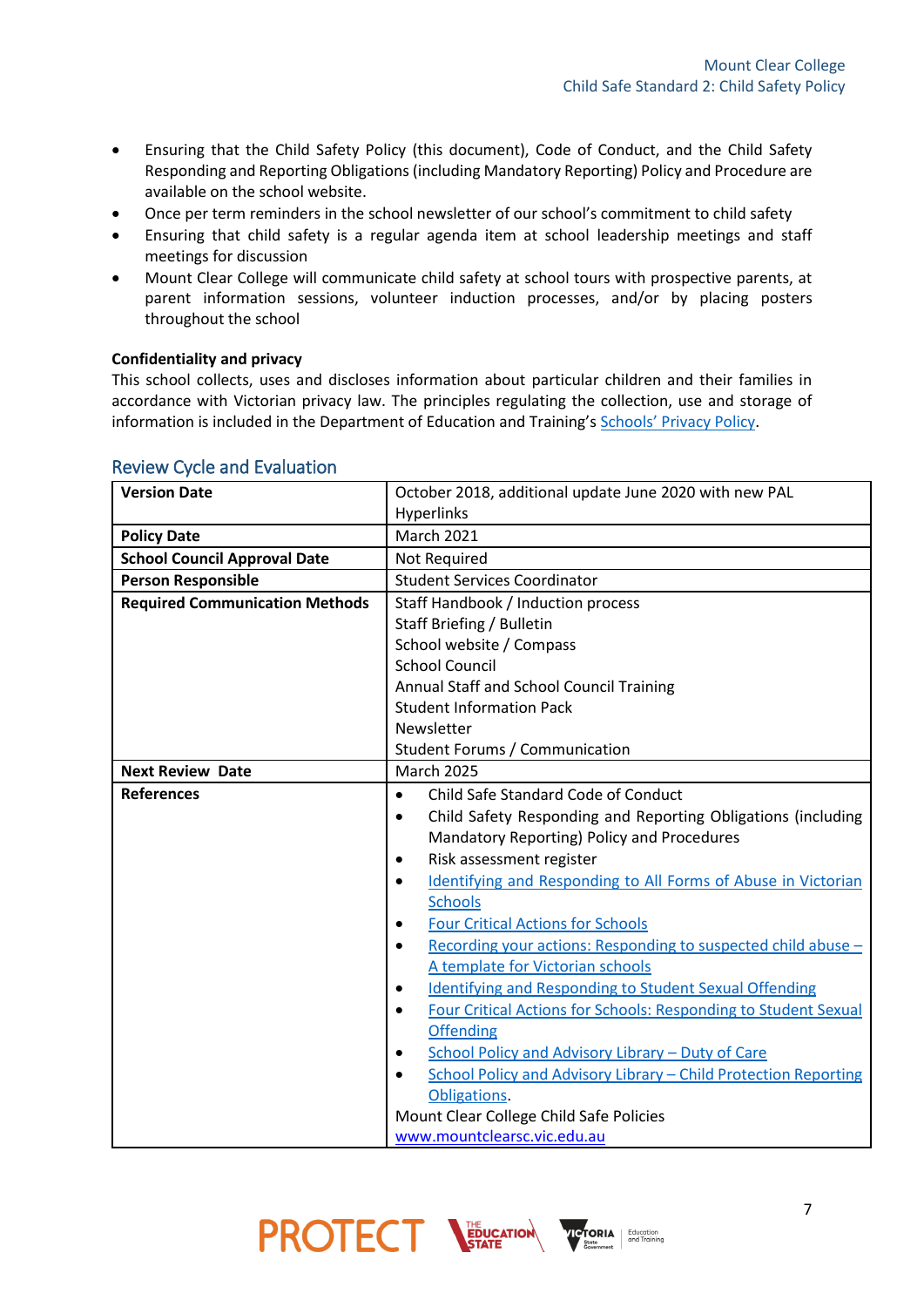- Ensuring that the Child Safety Policy (this document), Code of Conduct, and the Child Safety Responding and Reporting Obligations (including Mandatory Reporting) Policy and Procedure are available on the school website.
- Once per term reminders in the school newsletter of our school's commitment to child safety
- Ensuring that child safety is a regular agenda item at school leadership meetings and staff meetings for discussion
- Mount Clear College will communicate child safety at school tours with prospective parents, at parent information sessions, volunteer induction processes, and/or by placing posters throughout the school

**Confidentiality and privacy**

This school collects, uses and discloses information about particular children and their families in accordance with Victorian privacy law. The principles regulating the collection, use and storage of information is included in the Department of Education and Training's Schools' Privacy Policy.

## Review Cycle and Evaluation

| | |
|---|---|
| **Version Date** | October 2018, additional update June 2020 with new PAL Hyperlinks |
| **Policy Date** | March 2021 |
| **School Council Approval Date** | Not Required |
| **Person Responsible** | Student Services Coordinator |
| **Required Communication Methods** | Staff Handbook / Induction process<br>Staff Briefing / Bulletin<br>School website / Compass<br>School Council<br>Annual Staff and School Council Training<br>Student Information Pack<br>Newsletter<br>Student Forums / Communication |
| **Next Review Date** | March 2025 |
| **References** | • Child Safe Standard Code of Conduct<br>• Child Safety Responding and Reporting Obligations (including Mandatory Reporting) Policy and Procedures<br>• Risk assessment register<br>• Identifying and Responding to All Forms of Abuse in Victorian Schools<br>• Four Critical Actions for Schools<br>• Recording your actions: Responding to suspected child abuse – A template for Victorian schools<br>• Identifying and Responding to Student Sexual Offending<br>• Four Critical Actions for Schools: Responding to Student Sexual Offending<br>• School Policy and Advisory Library – Duty of Care<br>• School Policy and Advisory Library – Child Protection Reporting Obligations.<br>Mount Clear College Child Safe Policies<br>www.mountclearsc.vic.edu.au |